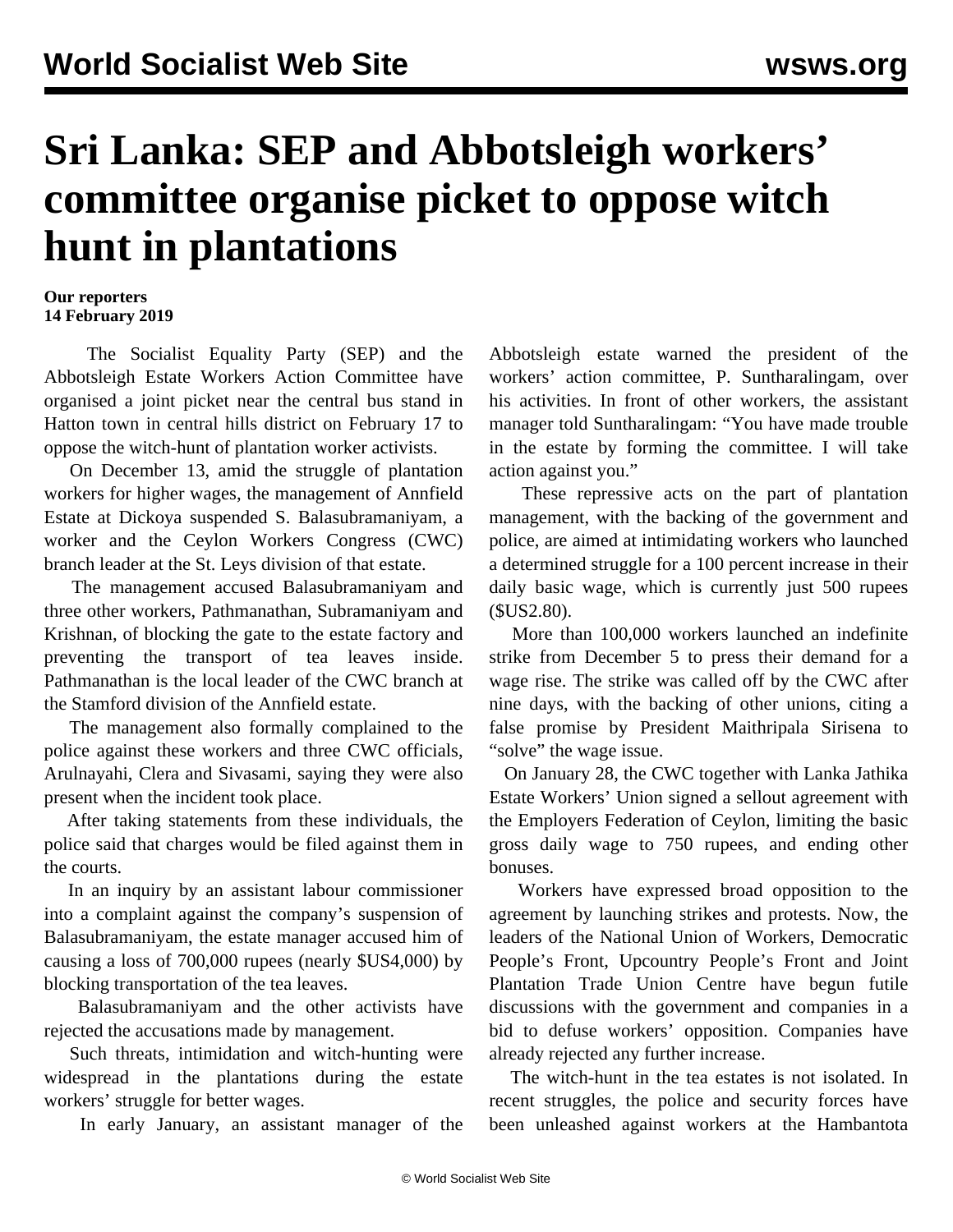# Sri Lanka: SEP and Abbotsleigh workers' committee organise picket to oppose witch hunt in plantations

**Our reporters**
**14 February 2019**

The Socialist Equality Party (SEP) and the Abbotsleigh Estate Workers Action Committee have organised a joint picket near the central bus stand in Hatton town in central hills district on February 17 to oppose the witch-hunt of plantation worker activists.

On December 13, amid the struggle of plantation workers for higher wages, the management of Annfield Estate at Dickoya suspended S. Balasubramaniyam, a worker and the Ceylon Workers Congress (CWC) branch leader at the St. Leys division of that estate.

The management accused Balasubramaniyam and three other workers, Pathmanathan, Subramaniyam and Krishnan, of blocking the gate to the estate factory and preventing the transport of tea leaves inside. Pathmanathan is the local leader of the CWC branch at the Stamford division of the Annfield estate.

The management also formally complained to the police against these workers and three CWC officials, Arulnayahi, Clera and Sivasami, saying they were also present when the incident took place.

After taking statements from these individuals, the police said that charges would be filed against them in the courts.

In an inquiry by an assistant labour commissioner into a complaint against the company's suspension of Balasubramaniyam, the estate manager accused him of causing a loss of 700,000 rupees (nearly $US4,000) by blocking transportation of the tea leaves.

Balasubramaniyam and the other activists have rejected the accusations made by management.

Such threats, intimidation and witch-hunting were widespread in the plantations during the estate workers' struggle for better wages.

In early January, an assistant manager of the Abbotsleigh estate warned the president of the workers' action committee, P. Suntharalingam, over his activities. In front of other workers, the assistant manager told Suntharalingam: "You have made trouble in the estate by forming the committee. I will take action against you."

These repressive acts on the part of plantation management, with the backing of the government and police, are aimed at intimidating workers who launched a determined struggle for a 100 percent increase in their daily basic wage, which is currently just 500 rupees ($US2.80).

More than 100,000 workers launched an indefinite strike from December 5 to press their demand for a wage rise. The strike was called off by the CWC after nine days, with the backing of other unions, citing a false promise by President Maithripala Sirisena to "solve" the wage issue.

On January 28, the CWC together with Lanka Jathika Estate Workers' Union signed a sellout agreement with the Employers Federation of Ceylon, limiting the basic gross daily wage to 750 rupees, and ending other bonuses.

Workers have expressed broad opposition to the agreement by launching strikes and protests. Now, the leaders of the National Union of Workers, Democratic People's Front, Upcountry People's Front and Joint Plantation Trade Union Centre have begun futile discussions with the government and companies in a bid to defuse workers' opposition. Companies have already rejected any further increase.

The witch-hunt in the tea estates is not isolated. In recent struggles, the police and security forces have been unleashed against workers at the Hambantota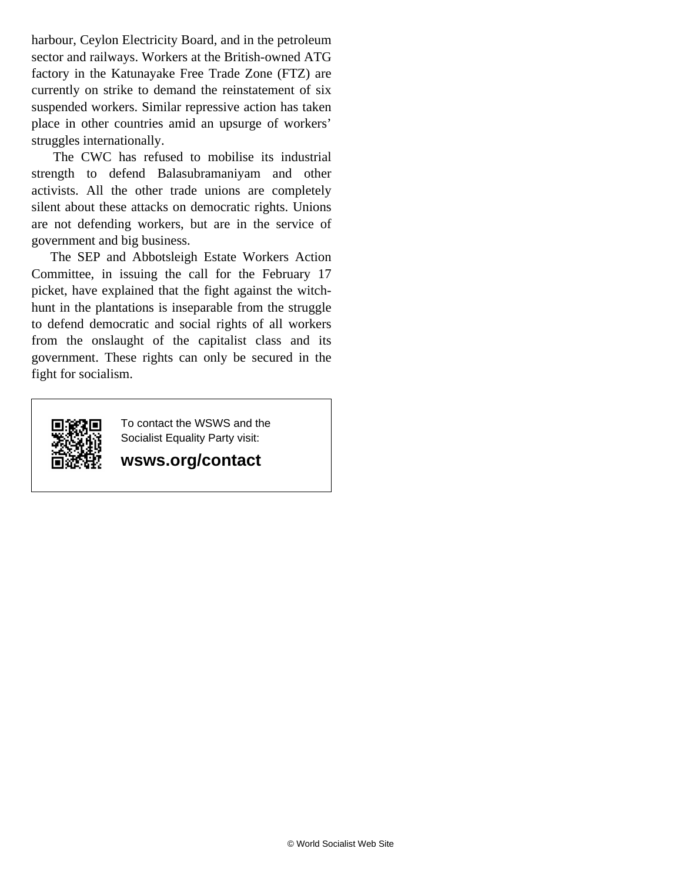harbour, Ceylon Electricity Board, and in the petroleum sector and railways. Workers at the British-owned ATG factory in the Katunayake Free Trade Zone (FTZ) are currently on strike to demand the reinstatement of six suspended workers. Similar repressive action has taken place in other countries amid an upsurge of workers' struggles internationally.

The CWC has refused to mobilise its industrial strength to defend Balasubramaniyam and other activists. All the other trade unions are completely silent about these attacks on democratic rights. Unions are not defending workers, but are in the service of government and big business.

The SEP and Abbotsleigh Estate Workers Action Committee, in issuing the call for the February 17 picket, have explained that the fight against the witch-hunt in the plantations is inseparable from the struggle to defend democratic and social rights of all workers from the onslaught of the capitalist class and its government. These rights can only be secured in the fight for socialism.

To contact the WSWS and the Socialist Equality Party visit:

**wsws.org/contact**